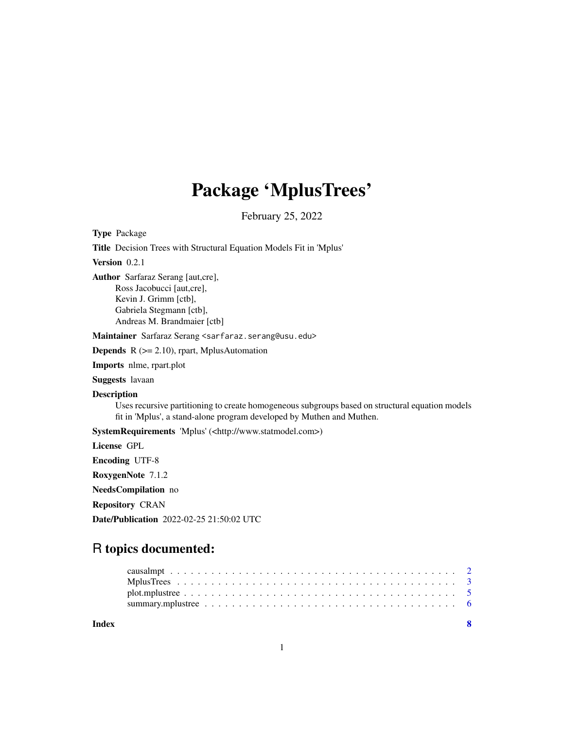# Package 'MplusTrees'

February 25, 2022

**Type** Package

**Title** Decision Trees with Structural Equation Models Fit in 'Mplus'

**Version** 0.2.1

**Author** Sarfaraz Serang [aut,cre],
Ross Jacobucci [aut,cre],
Kevin J. Grimm [ctb],
Gabriela Stegmann [ctb],
Andreas M. Brandmaier [ctb]

**Maintainer** Sarfaraz Serang <sarfaraz.serang@usu.edu>

**Depends** R (>= 2.10), rpart, MplusAutomation

**Imports** nlme, rpart.plot

**Suggests** lavaan

**Description** Uses recursive partitioning to create homogeneous subgroups based on structural equation models fit in 'Mplus', a stand-alone program developed by Muthen and Muthen.

**SystemRequirements** 'Mplus' (<http://www.statmodel.com>)

**License** GPL

**Encoding** UTF-8

**RoxygenNote** 7.1.2

**NeedsCompilation** no

**Repository** CRAN

**Date/Publication** 2022-02-25 21:50:02 UTC

## R topics documented:

- causalmpt . . . . . . . . . . . . . . . . . . . . . . . . . . . . . . . . . . . . . . . . . 2
- MplusTrees . . . . . . . . . . . . . . . . . . . . . . . . . . . . . . . . . . . . . . . . . 3
- plot.mplustree . . . . . . . . . . . . . . . . . . . . . . . . . . . . . . . . . . . . . . . 5
- summary.mplustree . . . . . . . . . . . . . . . . . . . . . . . . . . . . . . . . . . . . 6

**Index** 8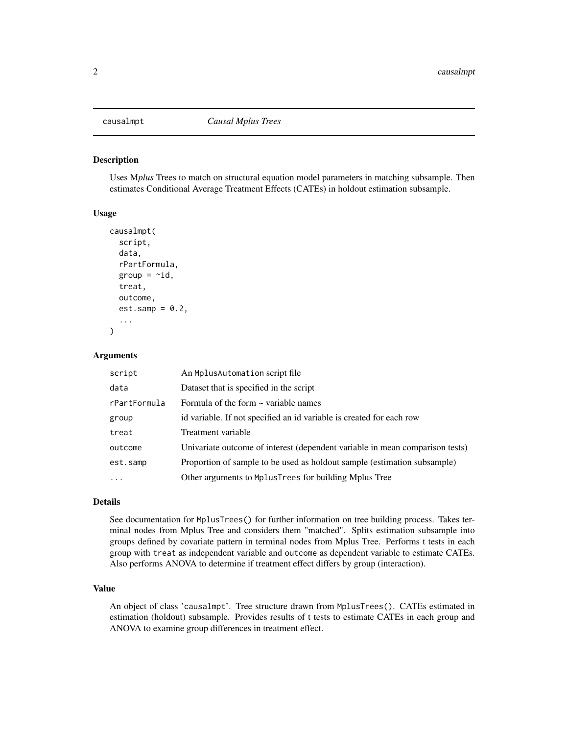## causalmpt — *Causal Mplus Trees*

### Description

Uses M*plus* Trees to match on structural equation model parameters in matching subsample. Then estimates Conditional Average Treatment Effects (CATEs) in holdout estimation subsample.

### Usage

```
causalmpt(
  script,
  data,
  rPartFormula,
  group = ~id,
  treat,
  outcome,
  est.samp = 0.2,
  ...
)
```

### Arguments

| | |
|---|---|
| `script` | An `MplusAutomation` script file |
| `data` | Dataset that is specified in the script |
| `rPartFormula` | Formula of the form ~ variable names |
| `group` | id variable. If not specified an id variable is created for each row |
| `treat` | Treatment variable |
| `outcome` | Univariate outcome of interest (dependent variable in mean comparison tests) |
| `est.samp` | Proportion of sample to be used as holdout sample (estimation subsample) |
| `...` | Other arguments to `MplusTrees` for building Mplus Tree |

### Details

See documentation for `MplusTrees()` for further information on tree building process. Takes terminal nodes from Mplus Tree and considers them "matched". Splits estimation subsample into groups defined by covariate pattern in terminal nodes from Mplus Tree. Performs t tests in each group with `treat` as independent variable and `outcome` as dependent variable to estimate CATEs. Also performs ANOVA to determine if treatment effect differs by group (interaction).

### Value

An object of class 'causalmpt'. Tree structure drawn from `MplusTrees()`. CATEs estimated in estimation (holdout) subsample. Provides results of t tests to estimate CATEs in each group and ANOVA to examine group differences in treatment effect.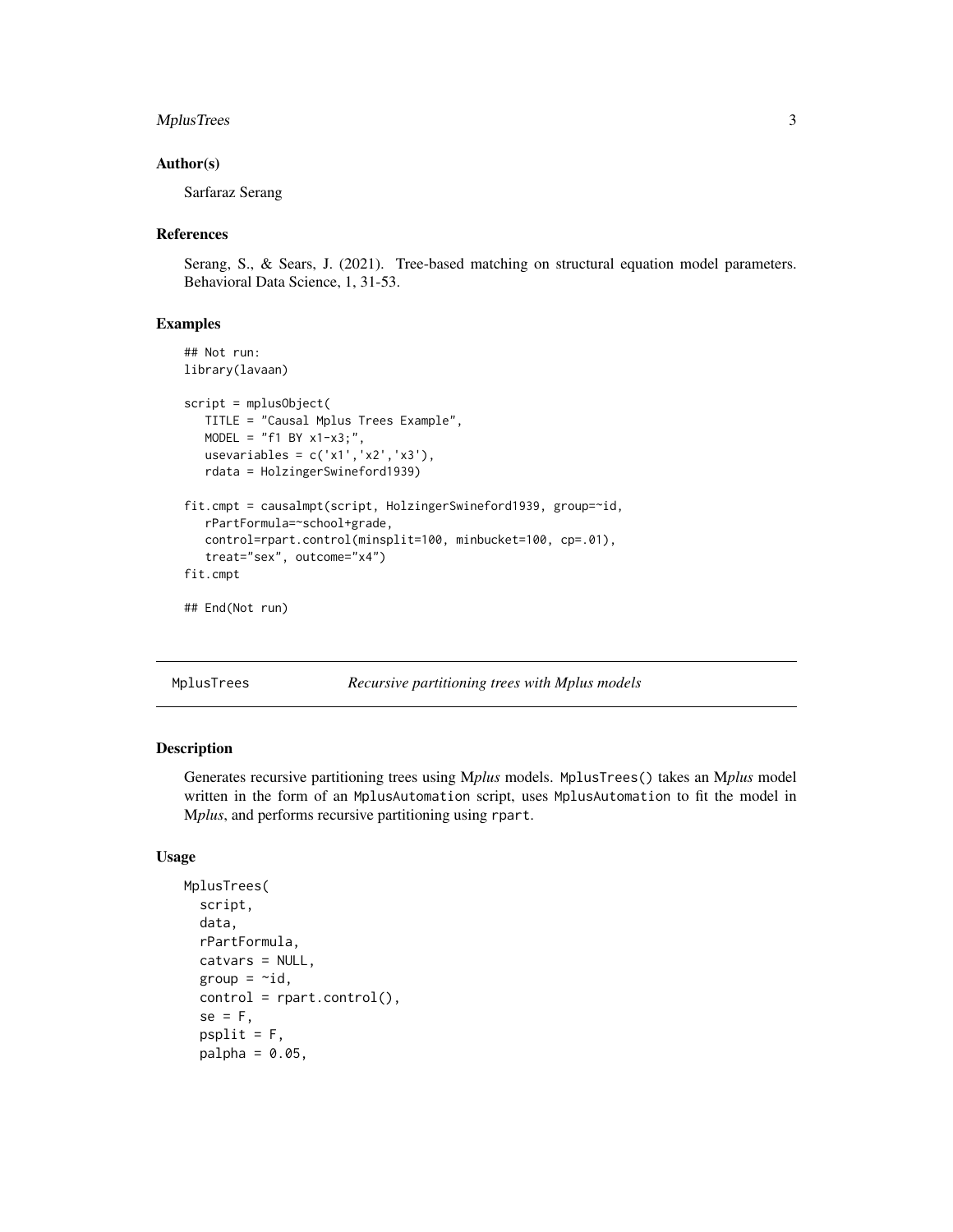### Author(s)

Sarfaraz Serang

### References

Serang, S., & Sears, J. (2021). Tree-based matching on structural equation model parameters. Behavioral Data Science, 1, 31-53.

### Examples

```
## Not run:
library(lavaan)

script = mplusObject(
   TITLE = "Causal Mplus Trees Example",
   MODEL = "f1 BY x1-x3;",
   usevariables = c('x1','x2','x3'),
   rdata = HolzingerSwineford1939)

fit.cmpt = causalmpt(script, HolzingerSwineford1939, group=~id,
   rPartFormula=~school+grade,
   control=rpart.control(minsplit=100, minbucket=100, cp=.01),
   treat="sex", outcome="x4")
fit.cmpt

## End(Not run)
```

---

## MplusTrees — *Recursive partitioning trees with Mplus models*

### Description

Generates recursive partitioning trees using M*plus* models. `MplusTrees()` takes an M*plus* model written in the form of an `MplusAutomation` script, uses `MplusAutomation` to fit the model in M*plus*, and performs recursive partitioning using `rpart`.

### Usage

```
MplusTrees(
  script,
  data,
  rPartFormula,
  catvars = NULL,
  group = ~id,
  control = rpart.control(),
  se = F,
  psplit = F,
  palpha = 0.05,
```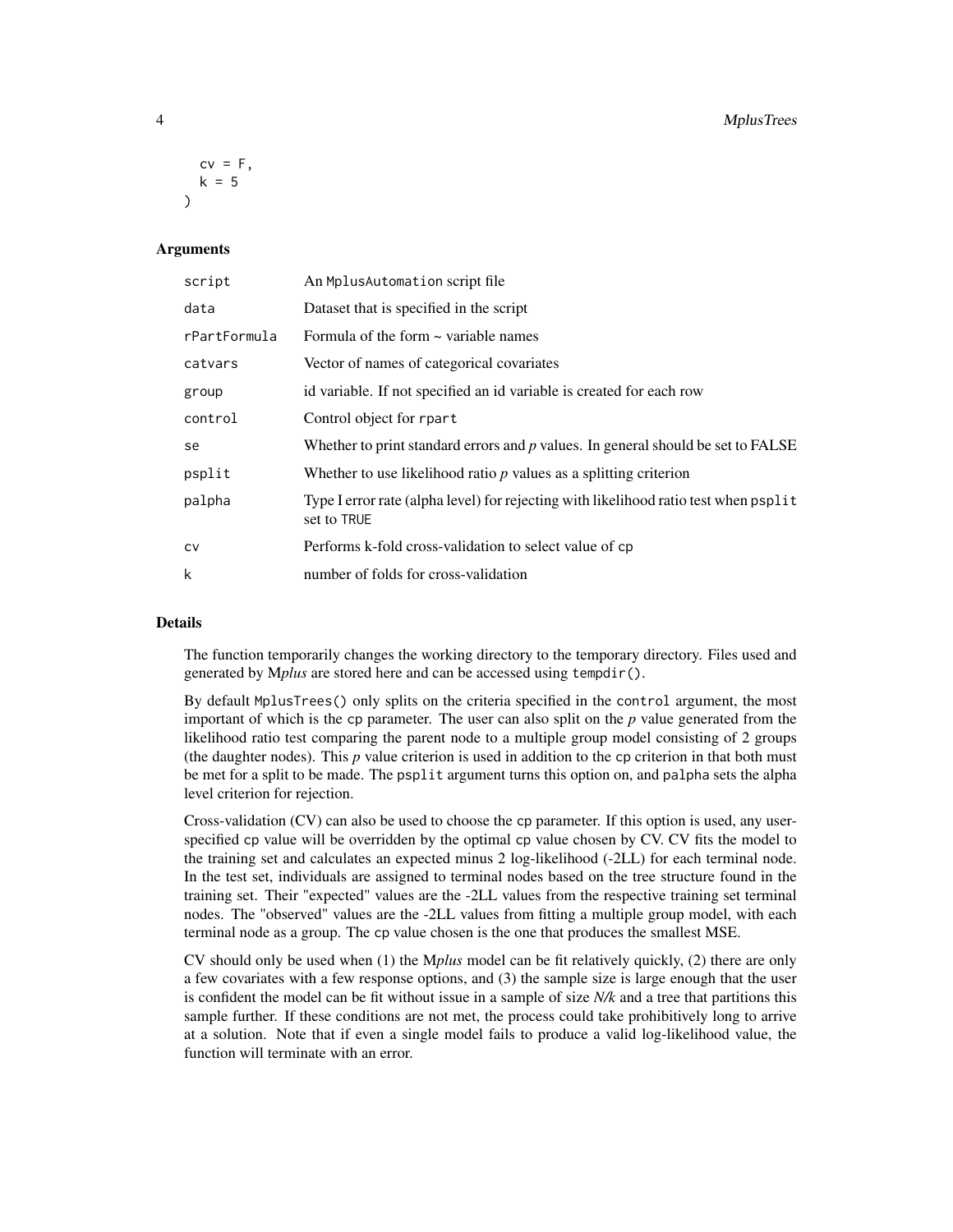```
  cv = F,
  k = 5
)
```

### Arguments

| | |
|---|---|
| script | An MplusAutomation script file |
| data | Dataset that is specified in the script |
| rPartFormula | Formula of the form ~ variable names |
| catvars | Vector of names of categorical covariates |
| group | id variable. If not specified an id variable is created for each row |
| control | Control object for rpart |
| se | Whether to print standard errors and *p* values. In general should be set to FALSE |
| psplit | Whether to use likelihood ratio *p* values as a splitting criterion |
| palpha | Type I error rate (alpha level) for rejecting with likelihood ratio test when psplit set to TRUE |
| cv | Performs k-fold cross-validation to select value of cp |
| k | number of folds for cross-validation |

### Details

The function temporarily changes the working directory to the temporary directory. Files used and generated by M*plus* are stored here and can be accessed using `tempdir()`.

By default `MplusTrees()` only splits on the criteria specified in the `control` argument, the most important of which is the `cp` parameter. The user can also split on the *p* value generated from the likelihood ratio test comparing the parent node to a multiple group model consisting of 2 groups (the daughter nodes). This *p* value criterion is used in addition to the `cp` criterion in that both must be met for a split to be made. The `psplit` argument turns this option on, and `palpha` sets the alpha level criterion for rejection.

Cross-validation (CV) can also be used to choose the `cp` parameter. If this option is used, any user-specified `cp` value will be overridden by the optimal `cp` value chosen by CV. CV fits the model to the training set and calculates an expected minus 2 log-likelihood (-2LL) for each terminal node. In the test set, individuals are assigned to terminal nodes based on the tree structure found in the training set. Their "expected" values are the -2LL values from the respective training set terminal nodes. The "observed" values are the -2LL values from fitting a multiple group model, with each terminal node as a group. The `cp` value chosen is the one that produces the smallest MSE.

CV should only be used when (1) the M*plus* model can be fit relatively quickly, (2) there are only a few covariates with a few response options, and (3) the sample size is large enough that the user is confident the model can be fit without issue in a sample of size $N/k$ and a tree that partitions this sample further. If these conditions are not met, the process could take prohibitively long to arrive at a solution. Note that if even a single model fails to produce a valid log-likelihood value, the function will terminate with an error.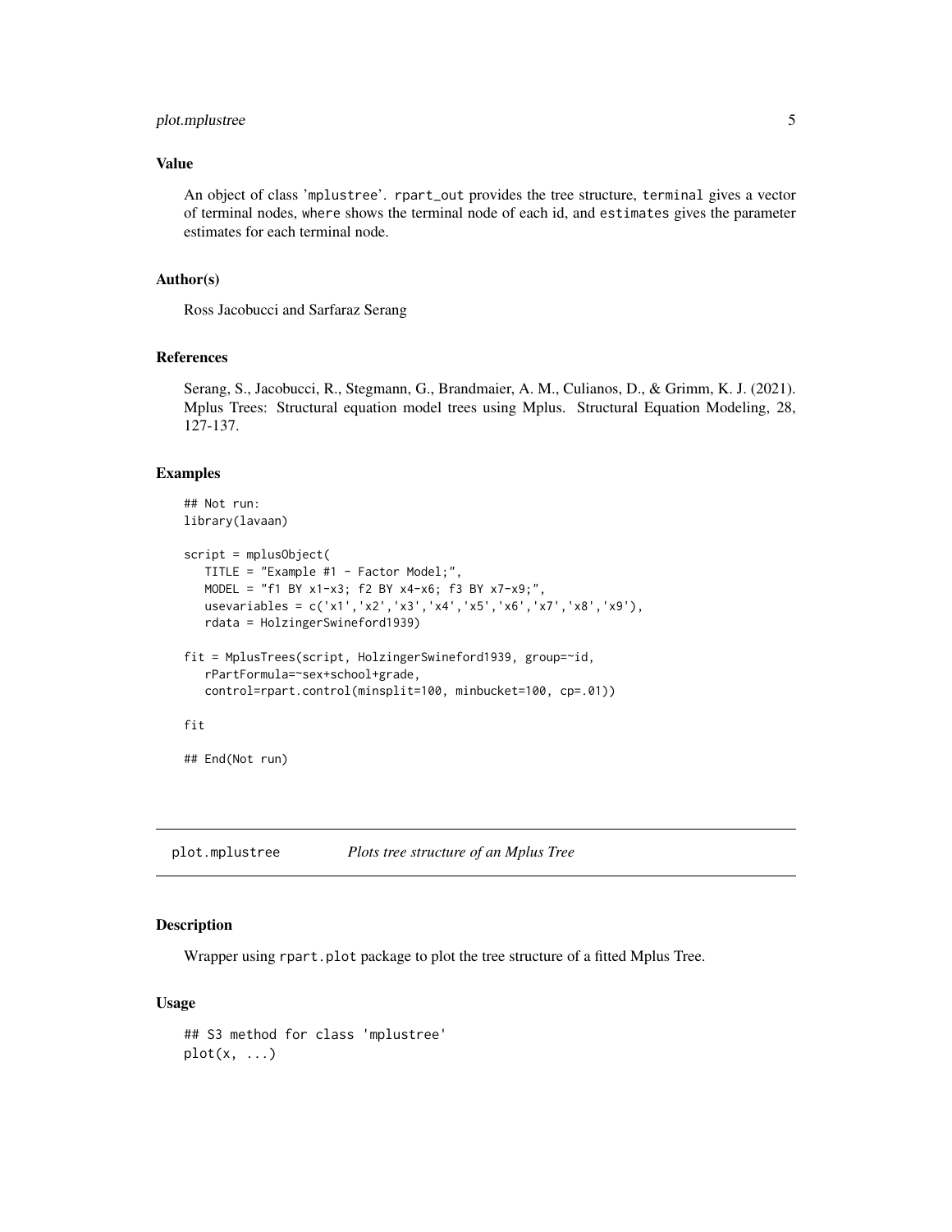### Value

An object of class 'mplustree'. `rpart_out` provides the tree structure, `terminal` gives a vector of terminal nodes, `where` shows the terminal node of each id, and `estimates` gives the parameter estimates for each terminal node.

### Author(s)

Ross Jacobucci and Sarfaraz Serang

### References

Serang, S., Jacobucci, R., Stegmann, G., Brandmaier, A. M., Culianos, D., & Grimm, K. J. (2021). Mplus Trees: Structural equation model trees using Mplus. Structural Equation Modeling, 28, 127-137.

### Examples

```
## Not run:
library(lavaan)

script = mplusObject(
   TITLE = "Example #1 - Factor Model;",
   MODEL = "f1 BY x1-x3; f2 BY x4-x6; f3 BY x7-x9;",
   usevariables = c('x1','x2','x3','x4','x5','x6','x7','x8','x9'),
   rdata = HolzingerSwineford1939)

fit = MplusTrees(script, HolzingerSwineford1939, group=~id,
   rPartFormula=~sex+school+grade,
   control=rpart.control(minsplit=100, minbucket=100, cp=.01))

fit

## End(Not run)
```

---

## plot.mplustree — *Plots tree structure of an Mplus Tree*

### Description

Wrapper using `rpart.plot` package to plot the tree structure of a fitted Mplus Tree.

### Usage

```
## S3 method for class 'mplustree'
plot(x, ...)
```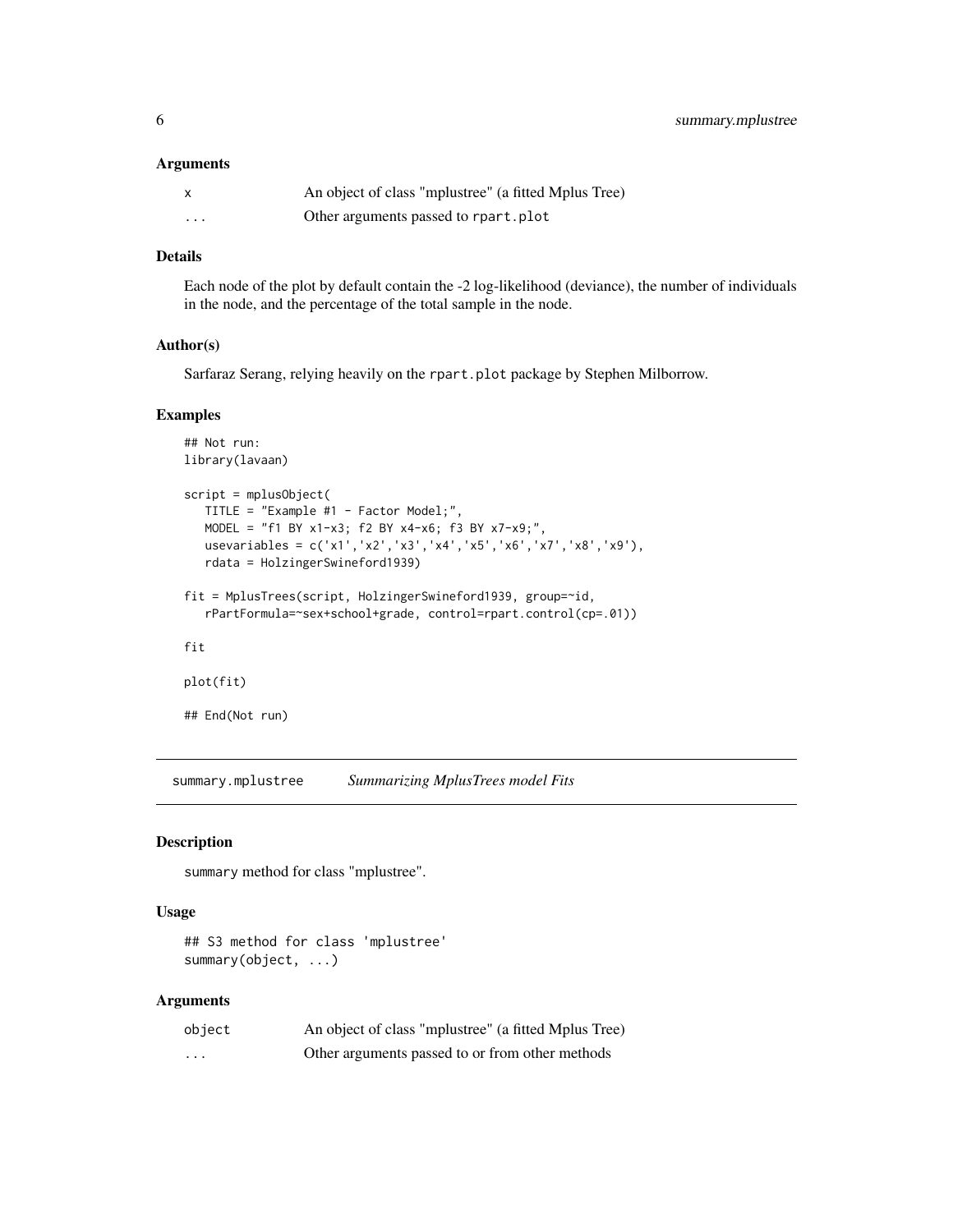### Arguments

| | |
|---|---|
| x | An object of class "mplustree" (a fitted Mplus Tree) |
| ... | Other arguments passed to rpart.plot |

### Details

Each node of the plot by default contain the -2 log-likelihood (deviance), the number of individuals in the node, and the percentage of the total sample in the node.

### Author(s)

Sarfaraz Serang, relying heavily on the rpart.plot package by Stephen Milborrow.

### Examples

```
## Not run:
library(lavaan)

script = mplusObject(
   TITLE = "Example #1 - Factor Model;",
   MODEL = "f1 BY x1-x3; f2 BY x4-x6; f3 BY x7-x9;",
   usevariables = c('x1','x2','x3','x4','x5','x6','x7','x8','x9'),
   rdata = HolzingerSwineford1939)

fit = MplusTrees(script, HolzingerSwineford1939, group=~id,
   rPartFormula=~sex+school+grade, control=rpart.control(cp=.01))

fit

plot(fit)

## End(Not run)
```

---

## summary.mplustree — *Summarizing MplusTrees model Fits*

### Description

summary method for class "mplustree".

### Usage

```
## S3 method for class 'mplustree'
summary(object, ...)
```

### Arguments

| | |
|---|---|
| object | An object of class "mplustree" (a fitted Mplus Tree) |
| ... | Other arguments passed to or from other methods |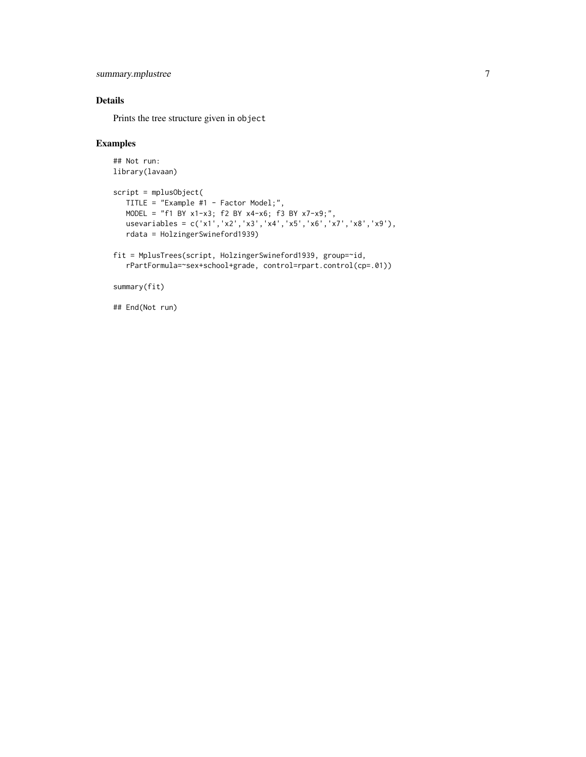## Details

Prints the tree structure given in `object`

## Examples

```
## Not run:
library(lavaan)

script = mplusObject(
   TITLE = "Example #1 - Factor Model;",
   MODEL = "f1 BY x1-x3; f2 BY x4-x6; f3 BY x7-x9;",
   usevariables = c('x1','x2','x3','x4','x5','x6','x7','x8','x9'),
   rdata = HolzingerSwineford1939)

fit = MplusTrees(script, HolzingerSwineford1939, group=~id,
   rPartFormula=~sex+school+grade, control=rpart.control(cp=.01))

summary(fit)

## End(Not run)
```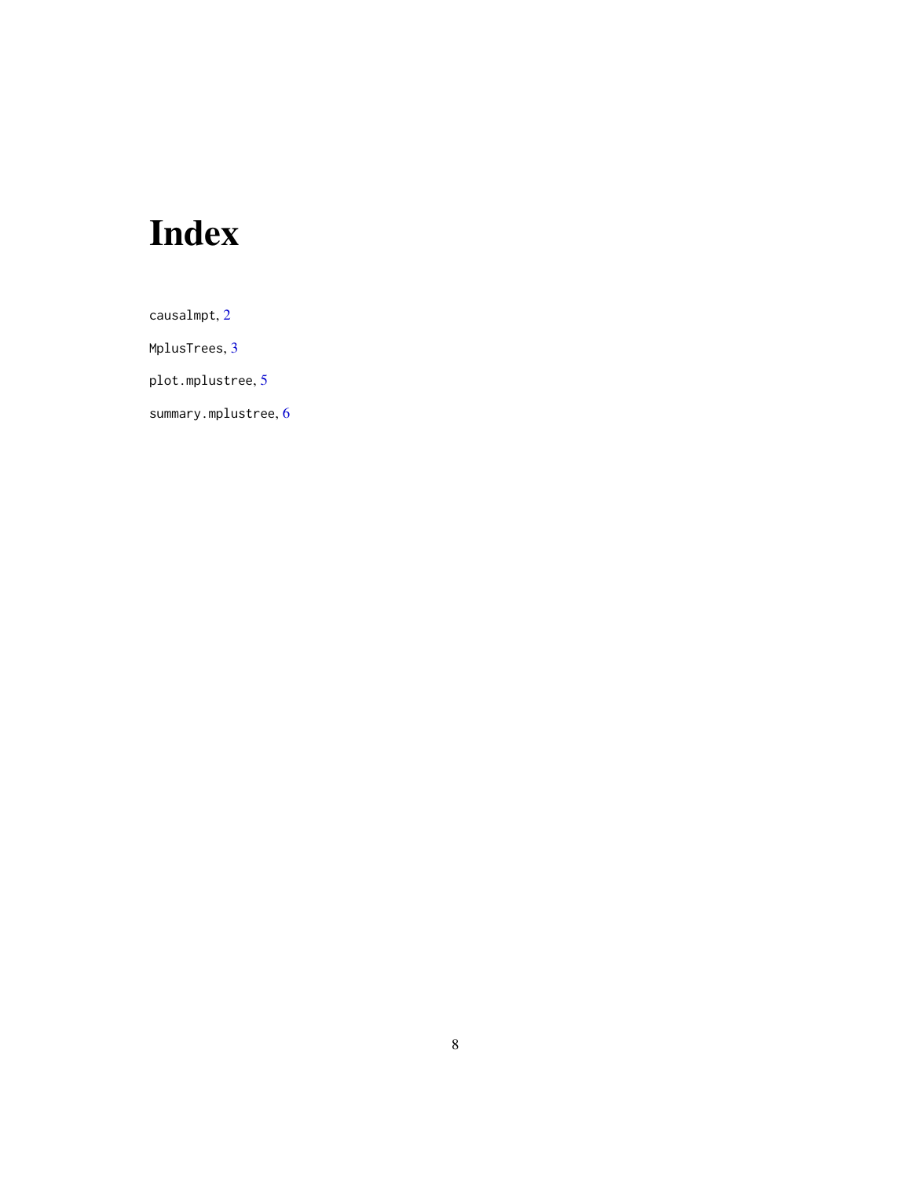# Index

causalmpt, 2

MplusTrees, 3

plot.mplustree, 5

summary.mplustree, 6